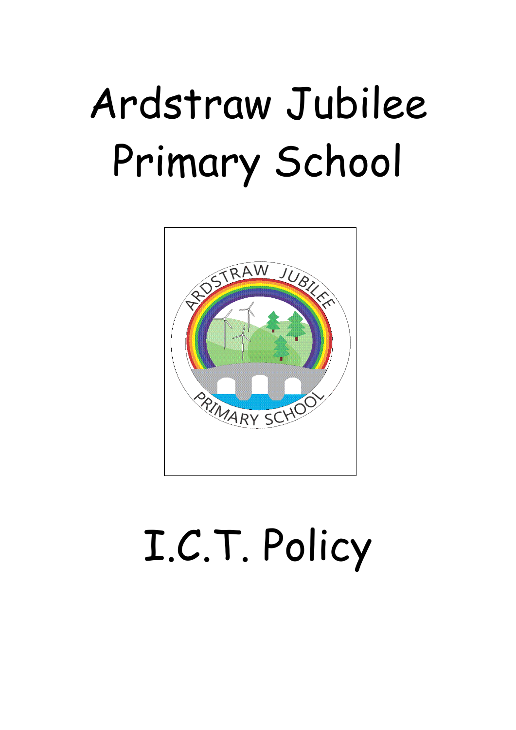# Ardstraw Jubilee Primary School

# I.C.T. Policy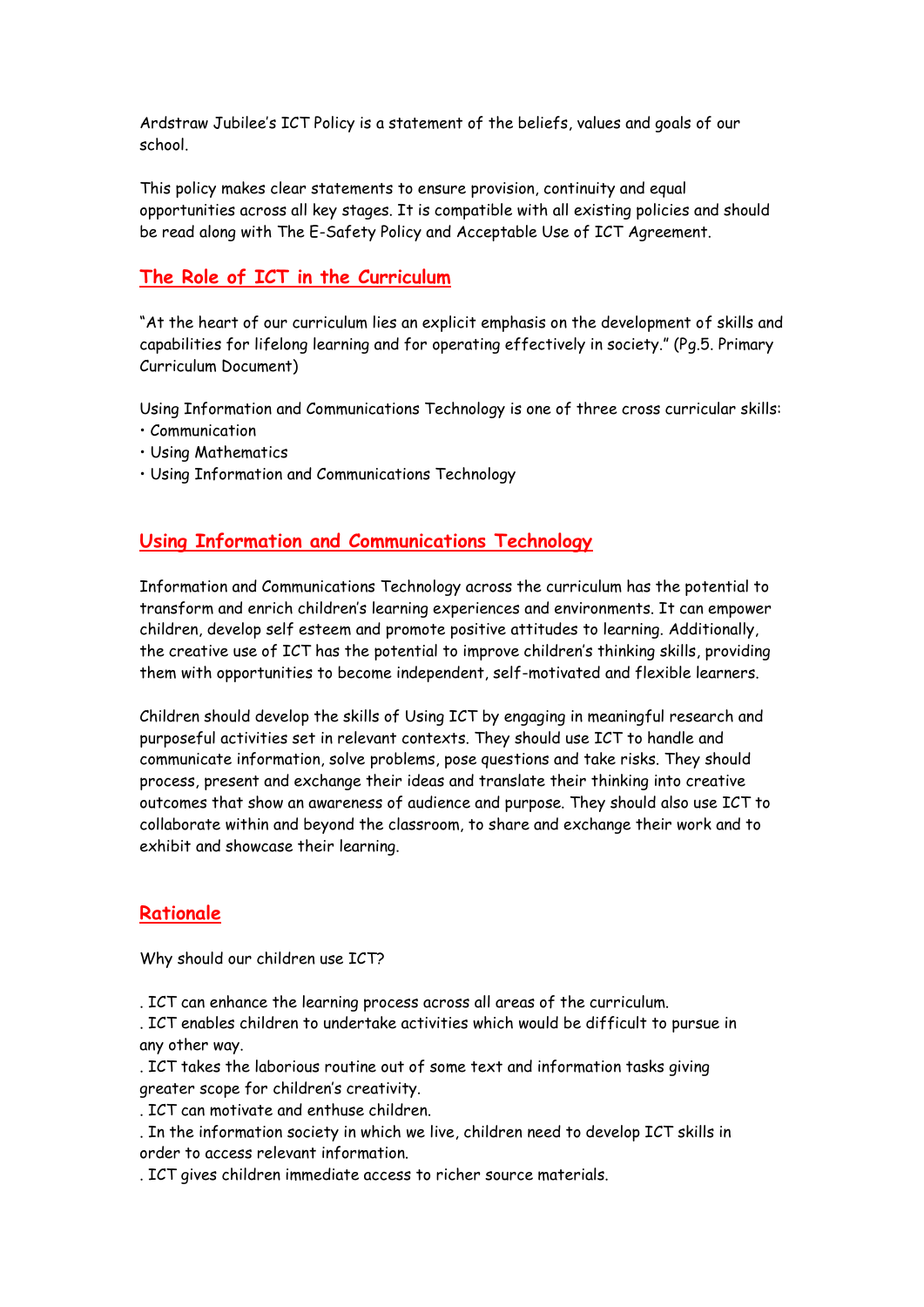Ardstraw Jubilee's ICT Policy is a statement of the beliefs, values and goals of our school.

This policy makes clear statements to ensure provision, continuity and equal opportunities across all key stages. It is compatible with all existing policies and should be read along with The E-Safety Policy and Acceptable Use of ICT Agreement.

## The Role of ICT in the Curriculum

"At the heart of our curriculum lies an explicit emphasis on the development of skills and capabilities for lifelong learning and for operating effectively in society." (Pg.5. Primary Curriculum Document)

Using Information and Communications Technology is one of three cross curricular skills:

- Communication
- Using Mathematics
- Using Information and Communications Technology

## Using Information and Communications Technology

Information and Communications Technology across the curriculum has the potential to transform and enrich children's learning experiences and environments. It can empower children, develop self esteem and promote positive attitudes to learning. Additionally, the creative use of ICT has the potential to improve children's thinking skills, providing them with opportunities to become independent, self-motivated and flexible learners.

Children should develop the skills of Using ICT by engaging in meaningful research and purposeful activities set in relevant contexts. They should use ICT to handle and communicate information, solve problems, pose questions and take risks. They should process, present and exchange their ideas and translate their thinking into creative outcomes that show an awareness of audience and purpose. They should also use ICT to collaborate within and beyond the classroom, to share and exchange their work and to exhibit and showcase their learning.

## Rationale

Why should our children use ICT?

. ICT can enhance the learning process across all areas of the curriculum.
. ICT enables children to undertake activities which would be difficult to pursue in any other way.
. ICT takes the laborious routine out of some text and information tasks giving greater scope for children's creativity.
. ICT can motivate and enthuse children.
. In the information society in which we live, children need to develop ICT skills in order to access relevant information.
. ICT gives children immediate access to richer source materials.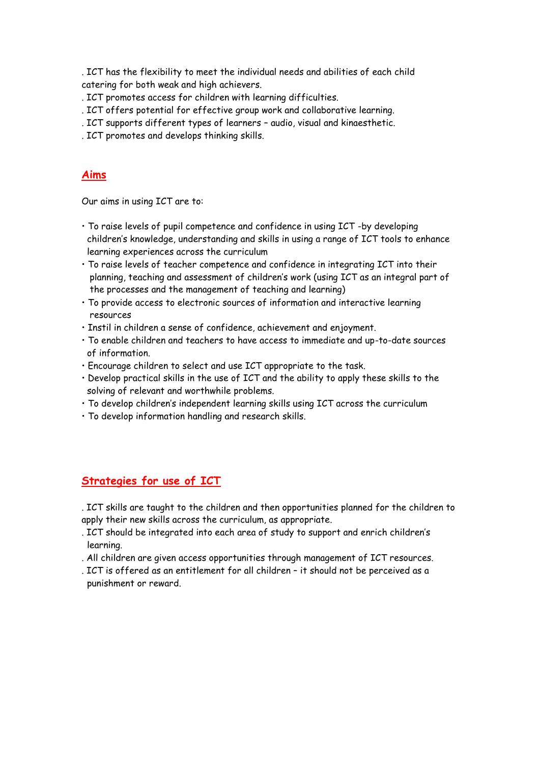. ICT has the flexibility to meet the individual needs and abilities of each child catering for both weak and high achievers.
. ICT promotes access for children with learning difficulties.
. ICT offers potential for effective group work and collaborative learning.
. ICT supports different types of learners – audio, visual and kinaesthetic.
. ICT promotes and develops thinking skills.

## Aims

Our aims in using ICT are to:

- To raise levels of pupil competence and confidence in using ICT -by developing children's knowledge, understanding and skills in using a range of ICT tools to enhance learning experiences across the curriculum
- To raise levels of teacher competence and confidence in integrating ICT into their planning, teaching and assessment of children's work (using ICT as an integral part of the processes and the management of teaching and learning)
- To provide access to electronic sources of information and interactive learning resources
- Instil in children a sense of confidence, achievement and enjoyment.
- To enable children and teachers to have access to immediate and up-to-date sources of information.
- Encourage children to select and use ICT appropriate to the task.
- Develop practical skills in the use of ICT and the ability to apply these skills to the solving of relevant and worthwhile problems.
- To develop children's independent learning skills using ICT across the curriculum
- To develop information handling and research skills.

## Strategies for use of ICT

. ICT skills are taught to the children and then opportunities planned for the children to apply their new skills across the curriculum, as appropriate.
. ICT should be integrated into each area of study to support and enrich children's learning.
. All children are given access opportunities through management of ICT resources.
. ICT is offered as an entitlement for all children – it should not be perceived as a punishment or reward.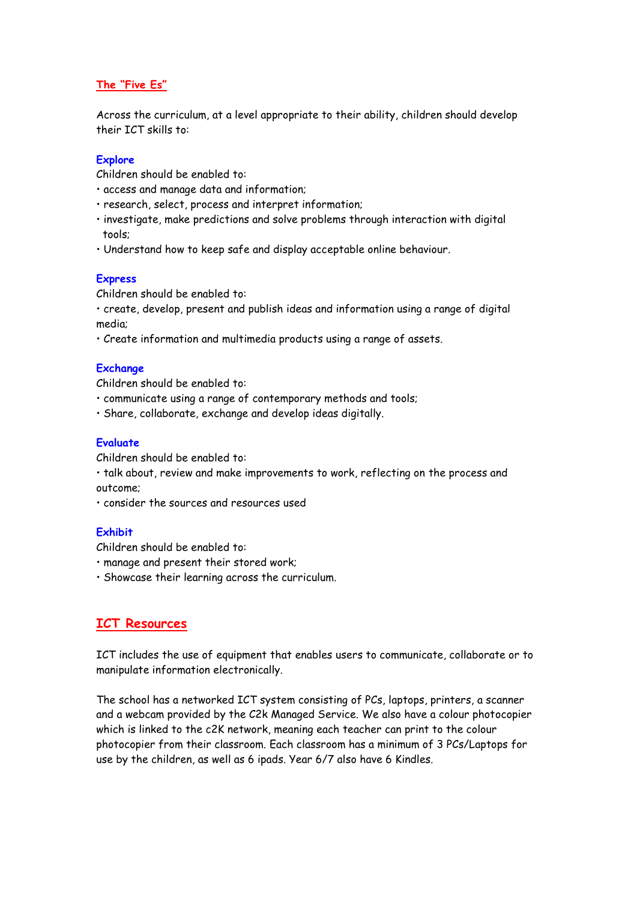## The "Five Es"

Across the curriculum, at a level appropriate to their ability, children should develop their ICT skills to:

### Explore

Children should be enabled to:

- access and manage data and information;
- research, select, process and interpret information;
- investigate, make predictions and solve problems through interaction with digital tools;
- Understand how to keep safe and display acceptable online behaviour.

### Express

Children should be enabled to:

- create, develop, present and publish ideas and information using a range of digital media;
- Create information and multimedia products using a range of assets.

### Exchange

Children should be enabled to:

- communicate using a range of contemporary methods and tools;
- Share, collaborate, exchange and develop ideas digitally.

### Evaluate

Children should be enabled to:

- talk about, review and make improvements to work, reflecting on the process and outcome;
- consider the sources and resources used

### Exhibit

Children should be enabled to:

- manage and present their stored work;
- Showcase their learning across the curriculum.

## ICT Resources

ICT includes the use of equipment that enables users to communicate, collaborate or to manipulate information electronically.

The school has a networked ICT system consisting of PCs, laptops, printers, a scanner and a webcam provided by the C2k Managed Service. We also have a colour photocopier which is linked to the c2K network, meaning each teacher can print to the colour photocopier from their classroom. Each classroom has a minimum of 3 PCs/Laptops for use by the children, as well as 6 ipads. Year 6/7 also have 6 Kindles.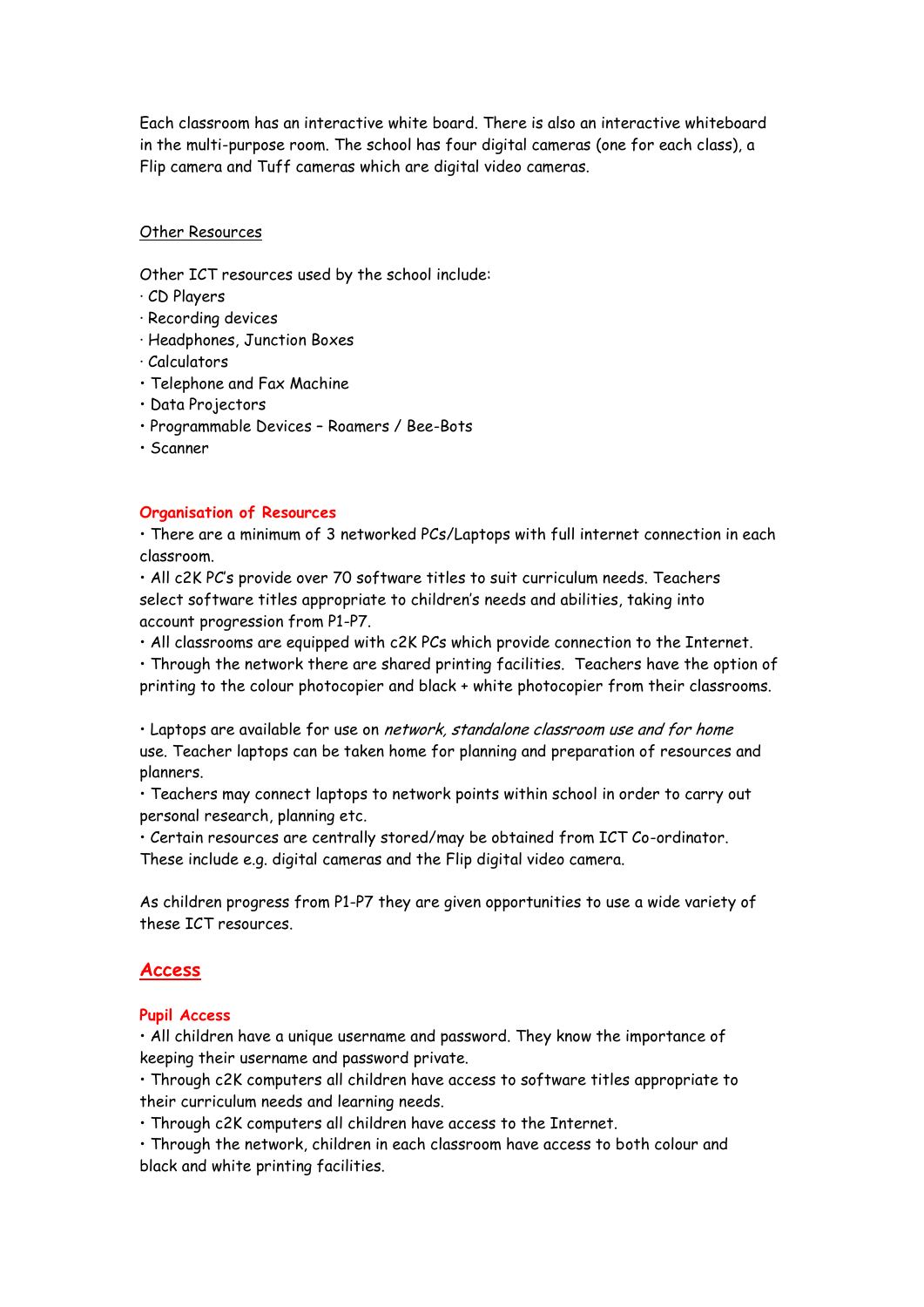Each classroom has an interactive white board. There is also an interactive whiteboard in the multi-purpose room. The school has four digital cameras (one for each class), a Flip camera and Tuff cameras which are digital video cameras.

Other Resources

Other ICT resources used by the school include:

- CD Players
- Recording devices
- Headphones, Junction Boxes
- Calculators
- Telephone and Fax Machine
- Data Projectors
- Programmable Devices – Roamers / Bee-Bots
- Scanner

**Organisation of Resources**

- There are a minimum of 3 networked PCs/Laptops with full internet connection in each classroom.
- All c2K PC's provide over 70 software titles to suit curriculum needs. Teachers select software titles appropriate to children's needs and abilities, taking into account progression from P1-P7.
- All classrooms are equipped with c2K PCs which provide connection to the Internet.
- Through the network there are shared printing facilities. Teachers have the option of printing to the colour photocopier and black + white photocopier from their classrooms.

- Laptops are available for use on *network, standalone classroom use and for home* use. Teacher laptops can be taken home for planning and preparation of resources and planners.
- Teachers may connect laptops to network points within school in order to carry out personal research, planning etc.
- Certain resources are centrally stored/may be obtained from ICT Co-ordinator. These include e.g. digital cameras and the Flip digital video camera.

As children progress from P1-P7 they are given opportunities to use a wide variety of these ICT resources.

## Access

**Pupil Access**

- All children have a unique username and password. They know the importance of keeping their username and password private.
- Through c2K computers all children have access to software titles appropriate to their curriculum needs and learning needs.
- Through c2K computers all children have access to the Internet.
- Through the network, children in each classroom have access to both colour and black and white printing facilities.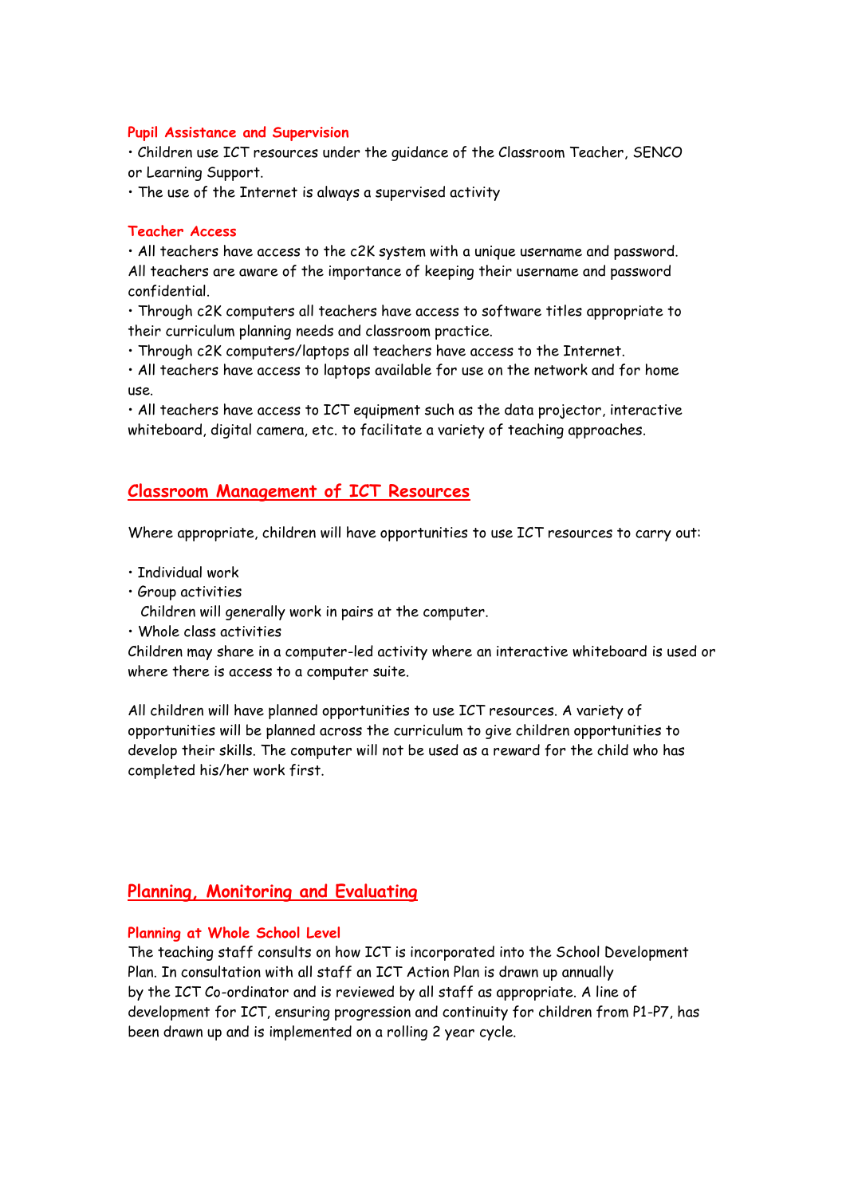### Pupil Assistance and Supervision

- Children use ICT resources under the guidance of the Classroom Teacher, SENCO or Learning Support.
- The use of the Internet is always a supervised activity

### Teacher Access

- All teachers have access to the c2K system with a unique username and password. All teachers are aware of the importance of keeping their username and password confidential.
- Through c2K computers all teachers have access to software titles appropriate to their curriculum planning needs and classroom practice.
- Through c2K computers/laptops all teachers have access to the Internet.
- All teachers have access to laptops available for use on the network and for home use.
- All teachers have access to ICT equipment such as the data projector, interactive whiteboard, digital camera, etc. to facilitate a variety of teaching approaches.

## Classroom Management of ICT Resources

Where appropriate, children will have opportunities to use ICT resources to carry out:

- Individual work
- Group activities
  Children will generally work in pairs at the computer.
- Whole class activities

Children may share in a computer-led activity where an interactive whiteboard is used or where there is access to a computer suite.

All children will have planned opportunities to use ICT resources. A variety of opportunities will be planned across the curriculum to give children opportunities to develop their skills. The computer will not be used as a reward for the child who has completed his/her work first.

## Planning, Monitoring and Evaluating

### Planning at Whole School Level

The teaching staff consults on how ICT is incorporated into the School Development Plan. In consultation with all staff an ICT Action Plan is drawn up annually by the ICT Co-ordinator and is reviewed by all staff as appropriate. A line of development for ICT, ensuring progression and continuity for children from P1-P7, has been drawn up and is implemented on a rolling 2 year cycle.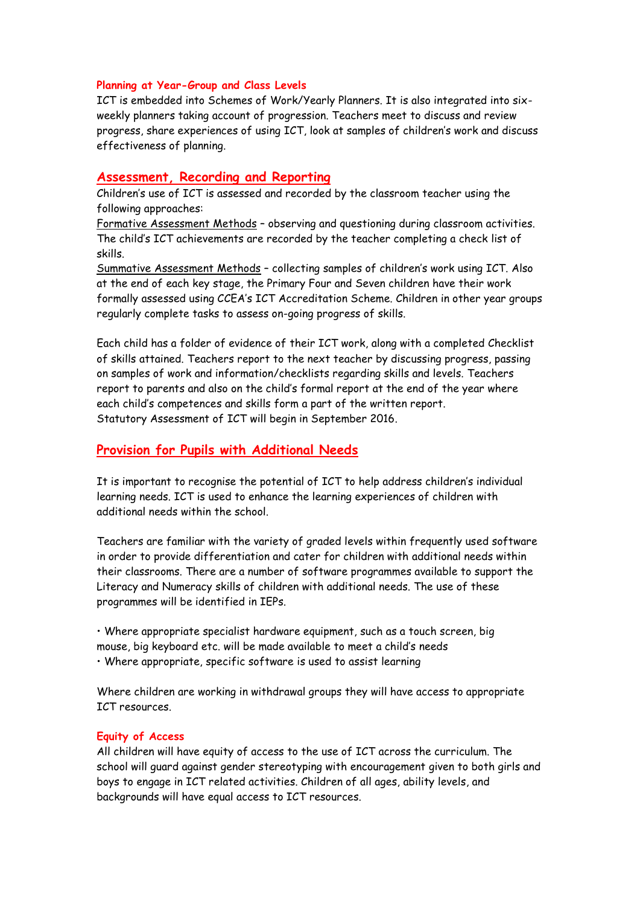### Planning at Year-Group and Class Levels

ICT is embedded into Schemes of Work/Yearly Planners. It is also integrated into six-weekly planners taking account of progression. Teachers meet to discuss and review progress, share experiences of using ICT, look at samples of children's work and discuss effectiveness of planning.

## Assessment, Recording and Reporting

Children's use of ICT is assessed and recorded by the classroom teacher using the following approaches:

Formative Assessment Methods – observing and questioning during classroom activities. The child's ICT achievements are recorded by the teacher completing a check list of skills.

Summative Assessment Methods – collecting samples of children's work using ICT. Also at the end of each key stage, the Primary Four and Seven children have their work formally assessed using CCEA's ICT Accreditation Scheme. Children in other year groups regularly complete tasks to assess on-going progress of skills.

Each child has a folder of evidence of their ICT work, along with a completed Checklist of skills attained. Teachers report to the next teacher by discussing progress, passing on samples of work and information/checklists regarding skills and levels. Teachers report to parents and also on the child's formal report at the end of the year where each child's competences and skills form a part of the written report.
Statutory Assessment of ICT will begin in September 2016.

## Provision for Pupils with Additional Needs

It is important to recognise the potential of ICT to help address children's individual learning needs. ICT is used to enhance the learning experiences of children with additional needs within the school.

Teachers are familiar with the variety of graded levels within frequently used software in order to provide differentiation and cater for children with additional needs within their classrooms. There are a number of software programmes available to support the Literacy and Numeracy skills of children with additional needs. The use of these programmes will be identified in IEPs.

- Where appropriate specialist hardware equipment, such as a touch screen, big mouse, big keyboard etc. will be made available to meet a child's needs
- Where appropriate, specific software is used to assist learning

Where children are working in withdrawal groups they will have access to appropriate ICT resources.

### Equity of Access

All children will have equity of access to the use of ICT across the curriculum. The school will guard against gender stereotyping with encouragement given to both girls and boys to engage in ICT related activities. Children of all ages, ability levels, and backgrounds will have equal access to ICT resources.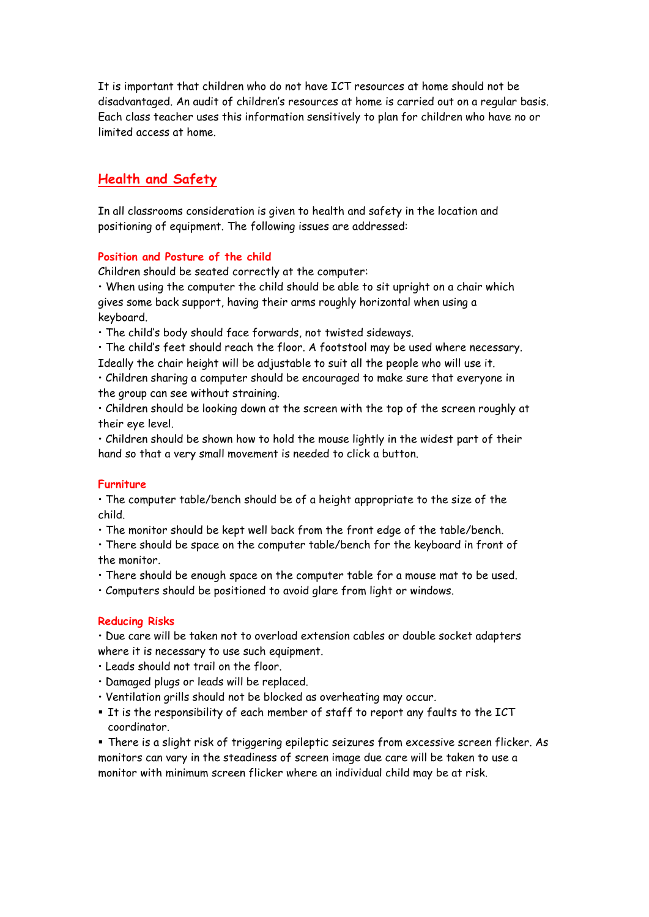It is important that children who do not have ICT resources at home should not be disadvantaged. An audit of children's resources at home is carried out on a regular basis. Each class teacher uses this information sensitively to plan for children who have no or limited access at home.

## Health and Safety

In all classrooms consideration is given to health and safety in the location and positioning of equipment. The following issues are addressed:

### Position and Posture of the child

Children should be seated correctly at the computer:

- When using the computer the child should be able to sit upright on a chair which gives some back support, having their arms roughly horizontal when using a keyboard.
- The child's body should face forwards, not twisted sideways.
- The child's feet should reach the floor. A footstool may be used where necessary. Ideally the chair height will be adjustable to suit all the people who will use it.
- Children sharing a computer should be encouraged to make sure that everyone in the group can see without straining.
- Children should be looking down at the screen with the top of the screen roughly at their eye level.
- Children should be shown how to hold the mouse lightly in the widest part of their hand so that a very small movement is needed to click a button.

### Furniture

- The computer table/bench should be of a height appropriate to the size of the child.
- The monitor should be kept well back from the front edge of the table/bench.
- There should be space on the computer table/bench for the keyboard in front of the monitor.
- There should be enough space on the computer table for a mouse mat to be used.
- Computers should be positioned to avoid glare from light or windows.

### Reducing Risks

- Due care will be taken not to overload extension cables or double socket adapters where it is necessary to use such equipment.
- Leads should not trail on the floor.
- Damaged plugs or leads will be replaced.
- Ventilation grills should not be blocked as overheating may occur.
- It is the responsibility of each member of staff to report any faults to the ICT coordinator.
- There is a slight risk of triggering epileptic seizures from excessive screen flicker. As monitors can vary in the steadiness of screen image due care will be taken to use a monitor with minimum screen flicker where an individual child may be at risk.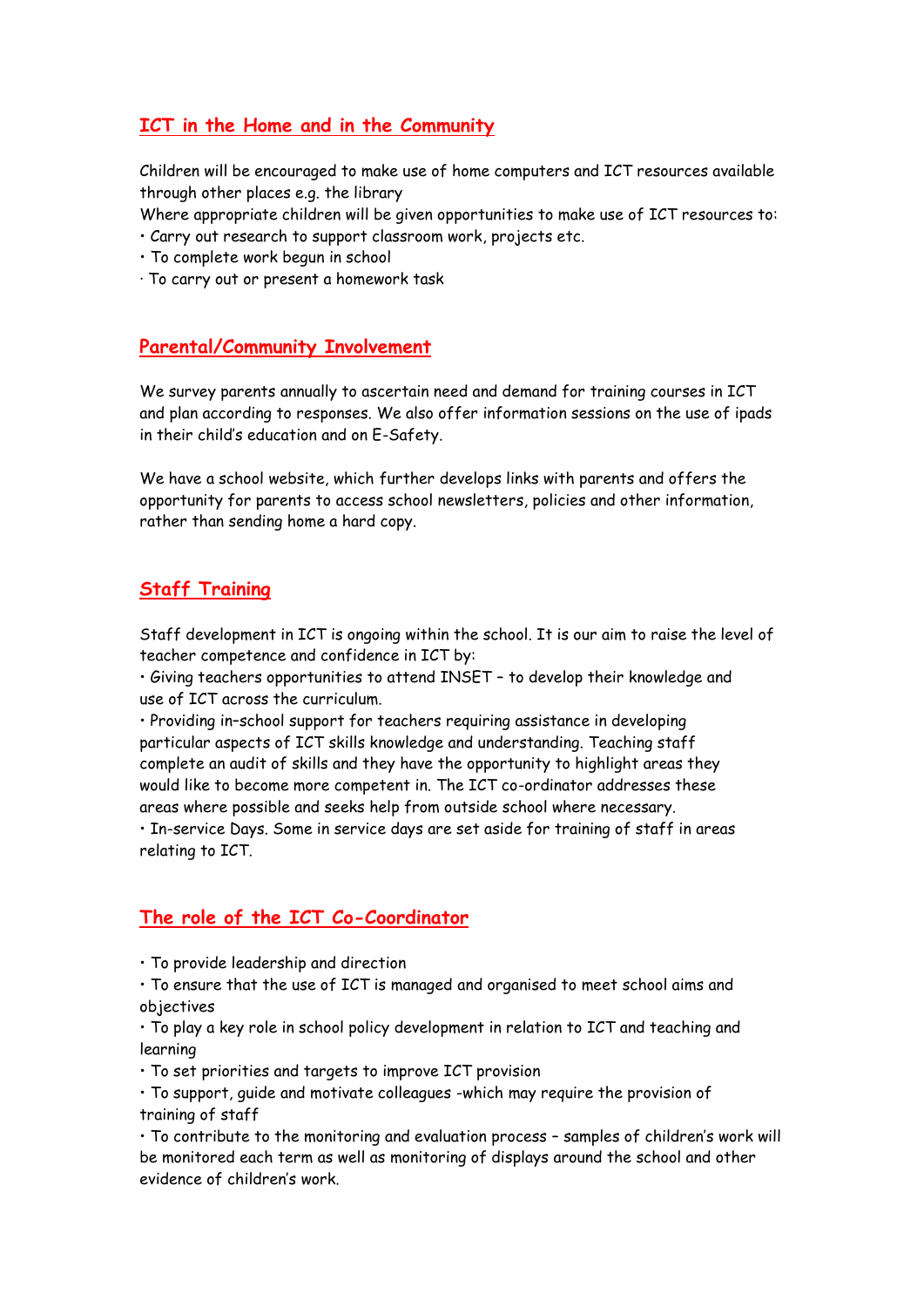## ICT in the Home and in the Community

Children will be encouraged to make use of home computers and ICT resources available through other places e.g. the library

Where appropriate children will be given opportunities to make use of ICT resources to:

- Carry out research to support classroom work, projects etc.
- To complete work begun in school
- To carry out or present a homework task

## Parental/Community Involvement

We survey parents annually to ascertain need and demand for training courses in ICT and plan according to responses. We also offer information sessions on the use of ipads in their child's education and on E-Safety.

We have a school website, which further develops links with parents and offers the opportunity for parents to access school newsletters, policies and other information, rather than sending home a hard copy.

## Staff Training

Staff development in ICT is ongoing within the school. It is our aim to raise the level of teacher competence and confidence in ICT by:

- Giving teachers opportunities to attend INSET – to develop their knowledge and use of ICT across the curriculum.
- Providing in–school support for teachers requiring assistance in developing particular aspects of ICT skills knowledge and understanding. Teaching staff complete an audit of skills and they have the opportunity to highlight areas they would like to become more competent in. The ICT co-ordinator addresses these areas where possible and seeks help from outside school where necessary.
- In-service Days. Some in service days are set aside for training of staff in areas relating to ICT.

## The role of the ICT Co-Coordinator

- To provide leadership and direction
- To ensure that the use of ICT is managed and organised to meet school aims and objectives
- To play a key role in school policy development in relation to ICT and teaching and learning
- To set priorities and targets to improve ICT provision
- To support, guide and motivate colleagues -which may require the provision of training of staff
- To contribute to the monitoring and evaluation process – samples of children's work will be monitored each term as well as monitoring of displays around the school and other evidence of children's work.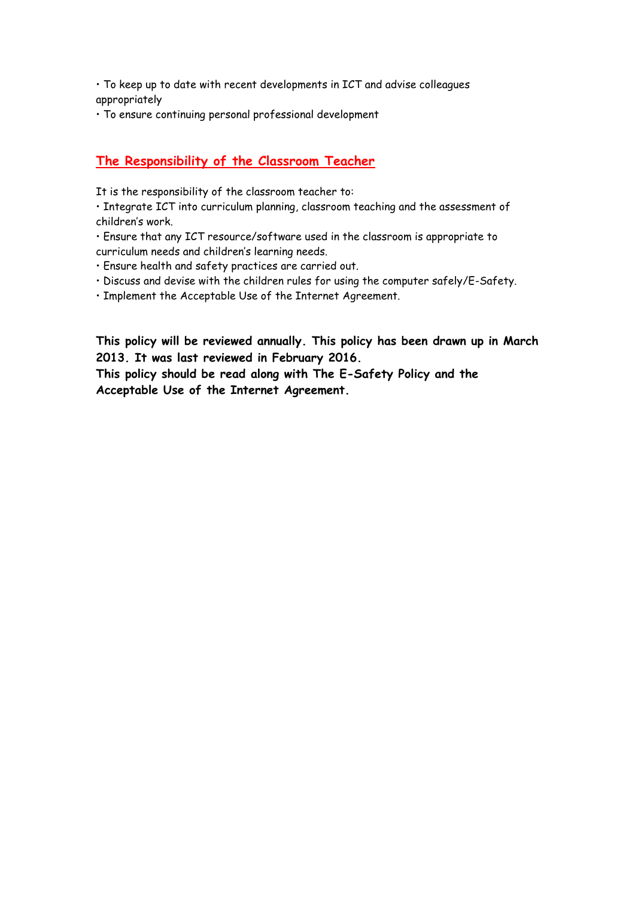- To keep up to date with recent developments in ICT and advise colleagues appropriately
- To ensure continuing personal professional development

## The Responsibility of the Classroom Teacher

It is the responsibility of the classroom teacher to:

- Integrate ICT into curriculum planning, classroom teaching and the assessment of children's work.
- Ensure that any ICT resource/software used in the classroom is appropriate to curriculum needs and children's learning needs.
- Ensure health and safety practices are carried out.
- Discuss and devise with the children rules for using the computer safely/E-Safety.
- Implement the Acceptable Use of the Internet Agreement.

**This policy will be reviewed annually. This policy has been drawn up in March 2013. It was last reviewed in February 2016.**
**This policy should be read along with The E-Safety Policy and the Acceptable Use of the Internet Agreement.**